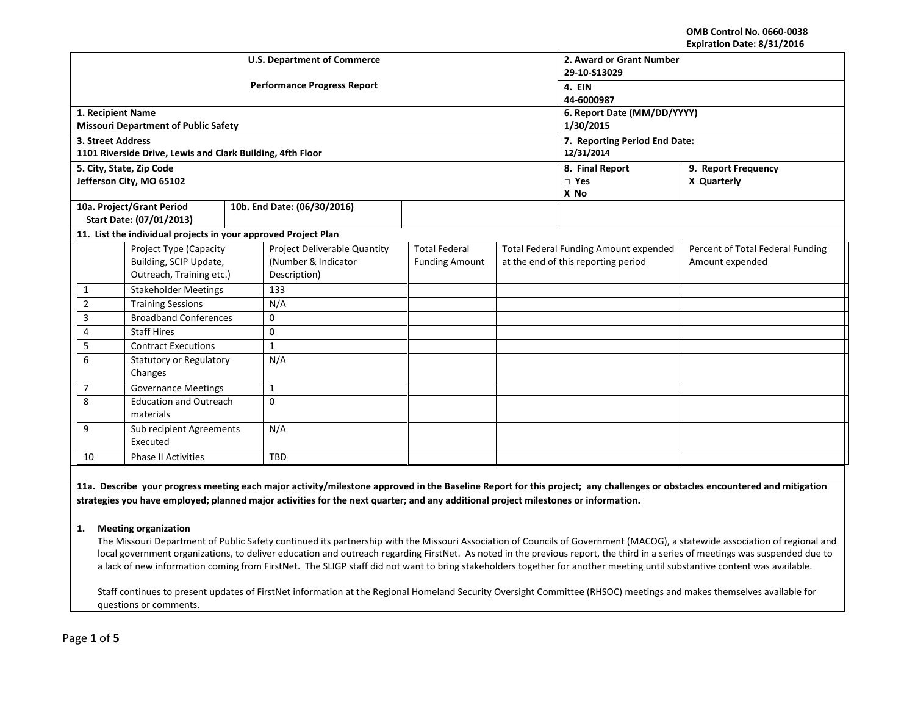OMB Control No. 0660-0038
Expiration Date: 8/31/2016

| U.S. Department of Commerce<br><br>Performance Progress Report | 2. Award or Grant Number<br>29-10-S13029 | |
|---|---|---|
| | 4. EIN<br>44-6000987 | |
| 1. Recipient Name<br>Missouri Department of Public Safety | 6. Report Date (MM/DD/YYYY)<br>1/30/2015 | |
| 3. Street Address<br>1101 Riverside Drive, Lewis and Clark Building, 4fth Floor | 7. Reporting Period End Date:<br>12/31/2014 | |
| 5. City, State, Zip Code<br>Jefferson City, MO 65102 | 8. Final Report<br>□ Yes<br>X No | 9. Report Frequency<br>X Quarterly |
| 10a. Project/Grant Period Start Date: (07/01/2013) — 10b. End Date: (06/30/2016) | | |

**11. List the individual projects in your approved Project Plan**

| | Project Type (Capacity Building, SCIP Update, Outreach, Training etc.) | Project Deliverable Quantity (Number & Indicator Description) | Total Federal Funding Amount | Total Federal Funding Amount expended at the end of this reporting period | Percent of Total Federal Funding Amount expended |
|---|---|---|---|---|---|
| 1 | Stakeholder Meetings | 133 | | | |
| 2 | Training Sessions | N/A | | | |
| 3 | Broadband Conferences | 0 | | | |
| 4 | Staff Hires | 0 | | | |
| 5 | Contract Executions | 1 | | | |
| 6 | Statutory or Regulatory Changes | N/A | | | |
| 7 | Governance Meetings | 1 | | | |
| 8 | Education and Outreach materials | 0 | | | |
| 9 | Sub recipient Agreements Executed | N/A | | | |
| 10 | Phase II Activities | TBD | | | |

**11a. Describe your progress meeting each major activity/milestone approved in the Baseline Report for this project; any challenges or obstacles encountered and mitigation strategies you have employed; planned major activities for the next quarter; and any additional project milestones or information.**

**1. Meeting organization**

The Missouri Department of Public Safety continued its partnership with the Missouri Association of Councils of Government (MACOG), a statewide association of regional and local government organizations, to deliver education and outreach regarding FirstNet. As noted in the previous report, the third in a series of meetings was suspended due to a lack of new information coming from FirstNet. The SLIGP staff did not want to bring stakeholders together for another meeting until substantive content was available.

Staff continues to present updates of FirstNet information at the Regional Homeland Security Oversight Committee (RHSOC) meetings and makes themselves available for questions or comments.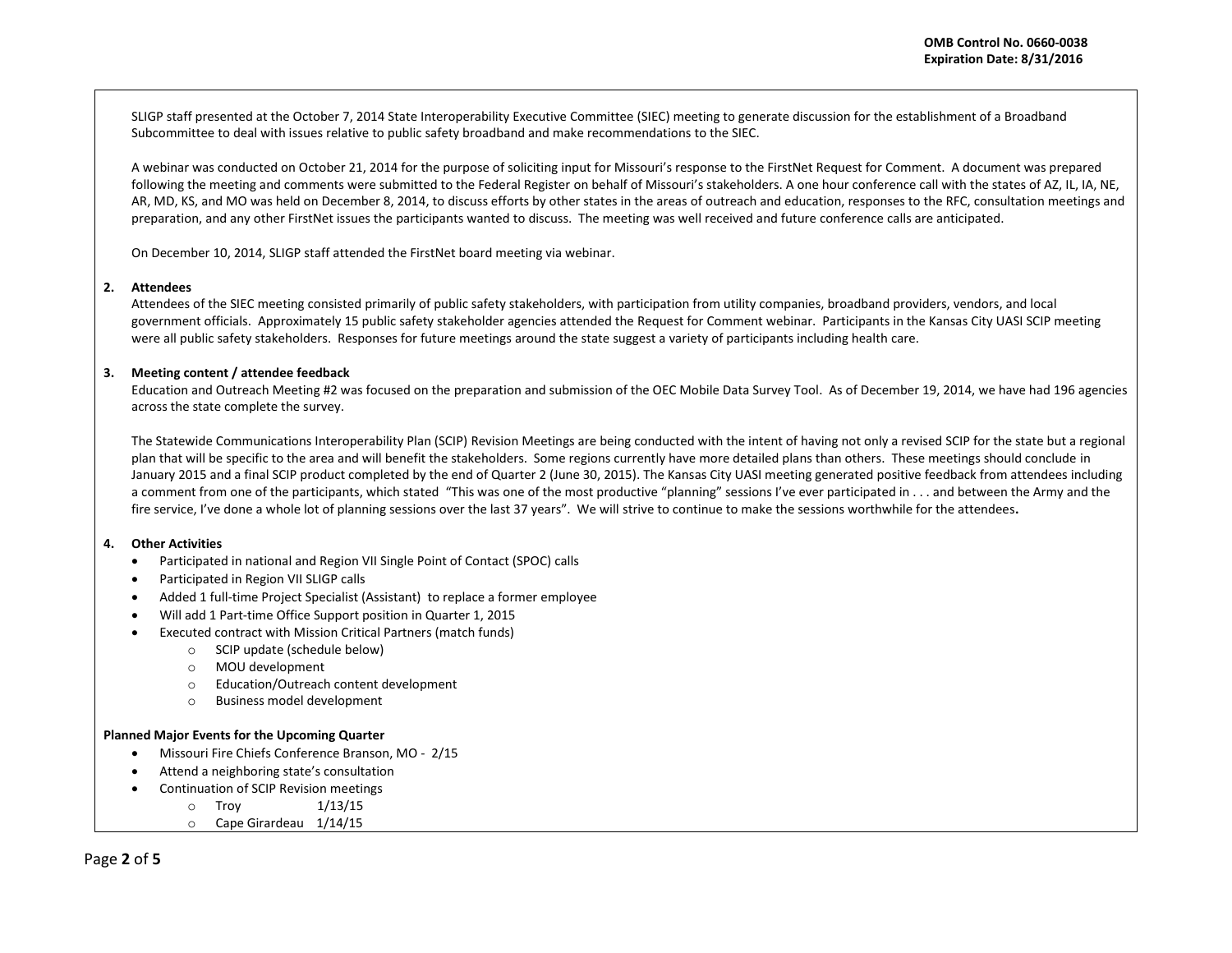SLIGP staff presented at the October 7, 2014 State Interoperability Executive Committee (SIEC) meeting to generate discussion for the establishment of a Broadband Subcommittee to deal with issues relative to public safety broadband and make recommendations to the SIEC.

A webinar was conducted on October 21, 2014 for the purpose of soliciting input for Missouri's response to the FirstNet Request for Comment. A document was prepared following the meeting and comments were submitted to the Federal Register on behalf of Missouri's stakeholders. A one hour conference call with the states of AZ, IL, IA, NE, AR, MD, KS, and MO was held on December 8, 2014, to discuss efforts by other states in the areas of outreach and education, responses to the RFC, consultation meetings and preparation, and any other FirstNet issues the participants wanted to discuss. The meeting was well received and future conference calls are anticipated.

On December 10, 2014, SLIGP staff attended the FirstNet board meeting via webinar.

**2. Attendees**

Attendees of the SIEC meeting consisted primarily of public safety stakeholders, with participation from utility companies, broadband providers, vendors, and local government officials. Approximately 15 public safety stakeholder agencies attended the Request for Comment webinar. Participants in the Kansas City UASI SCIP meeting were all public safety stakeholders. Responses for future meetings around the state suggest a variety of participants including health care.

**3. Meeting content / attendee feedback**

Education and Outreach Meeting #2 was focused on the preparation and submission of the OEC Mobile Data Survey Tool. As of December 19, 2014, we have had 196 agencies across the state complete the survey.

The Statewide Communications Interoperability Plan (SCIP) Revision Meetings are being conducted with the intent of having not only a revised SCIP for the state but a regional plan that will be specific to the area and will benefit the stakeholders. Some regions currently have more detailed plans than others. These meetings should conclude in January 2015 and a final SCIP product completed by the end of Quarter 2 (June 30, 2015). The Kansas City UASI meeting generated positive feedback from attendees including a comment from one of the participants, which stated "This was one of the most productive "planning" sessions I've ever participated in . . . and between the Army and the fire service, I've done a whole lot of planning sessions over the last 37 years". We will strive to continue to make the sessions worthwhile for the attendees**.**

**4. Other Activities**

- Participated in national and Region VII Single Point of Contact (SPOC) calls
- Participated in Region VII SLIGP calls
- Added 1 full-time Project Specialist (Assistant) to replace a former employee
- Will add 1 Part-time Office Support position in Quarter 1, 2015
- Executed contract with Mission Critical Partners (match funds)
  - SCIP update (schedule below)
  - MOU development
  - Education/Outreach content development
  - Business model development

**Planned Major Events for the Upcoming Quarter**

- Missouri Fire Chiefs Conference Branson, MO - 2/15
- Attend a neighboring state's consultation
- Continuation of SCIP Revision meetings
  - Troy 1/13/15
  - Cape Girardeau 1/14/15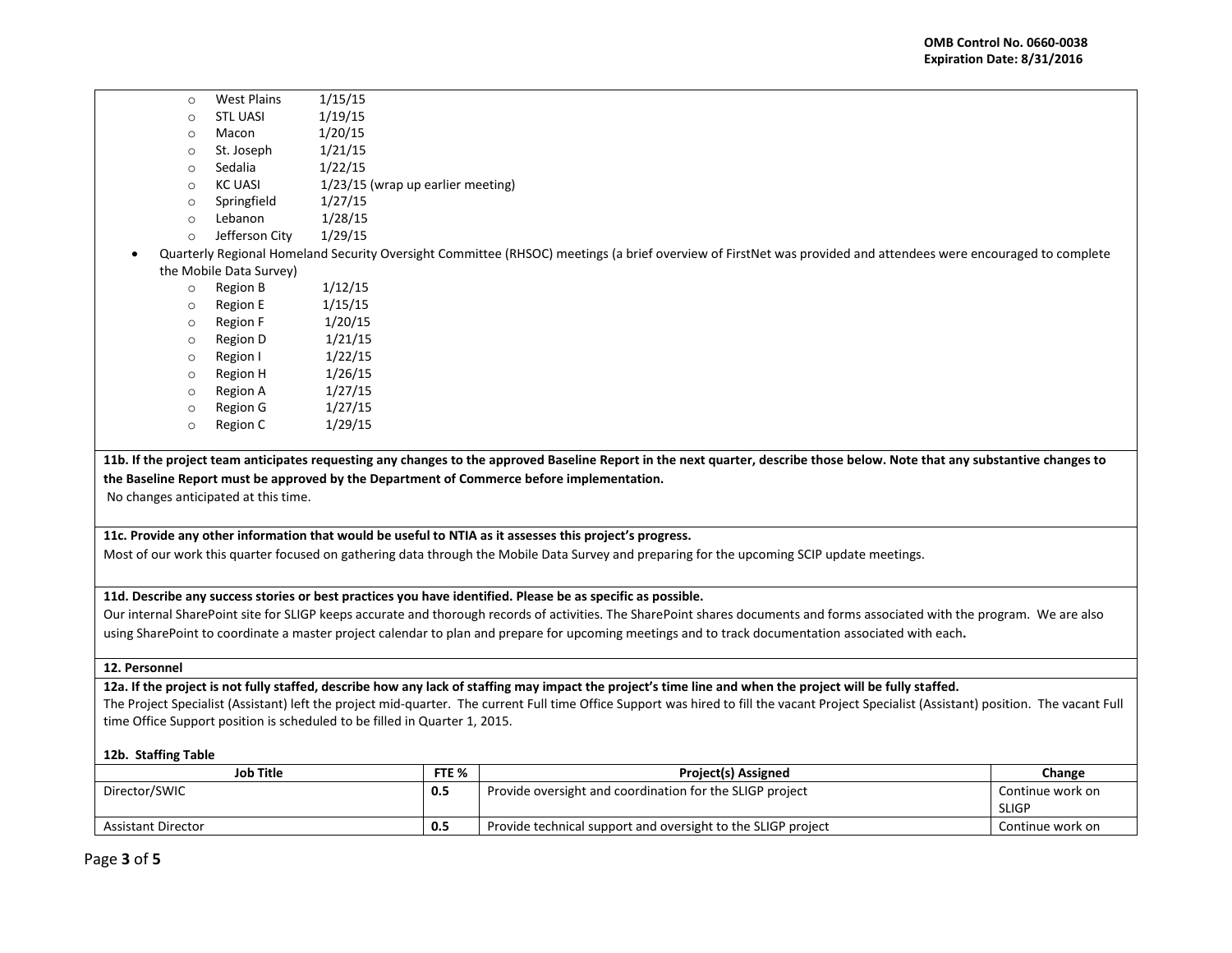- West Plains 1/15/15
- STL UASI 1/19/15
- Macon 1/20/15
- St. Joseph 1/21/15
- Sedalia 1/22/15
- KC UASI 1/23/15 (wrap up earlier meeting)
- Springfield 1/27/15
- Lebanon 1/28/15
- Jefferson City 1/29/15

- Quarterly Regional Homeland Security Oversight Committee (RHSOC) meetings (a brief overview of FirstNet was provided and attendees were encouraged to complete the Mobile Data Survey)
  - Region B 1/12/15
  - Region E 1/15/15
  - Region F 1/20/15
  - Region D 1/21/15
  - Region I 1/22/15
  - Region H 1/26/15
  - Region A 1/27/15
  - Region G 1/27/15
  - Region C 1/29/15

**11b. If the project team anticipates requesting any changes to the approved Baseline Report in the next quarter, describe those below. Note that any substantive changes to the Baseline Report must be approved by the Department of Commerce before implementation.**

No changes anticipated at this time.

**11c. Provide any other information that would be useful to NTIA as it assesses this project's progress.**

Most of our work this quarter focused on gathering data through the Mobile Data Survey and preparing for the upcoming SCIP update meetings.

**11d. Describe any success stories or best practices you have identified. Please be as specific as possible.**

Our internal SharePoint site for SLIGP keeps accurate and thorough records of activities. The SharePoint shares documents and forms associated with the program. We are also using SharePoint to coordinate a master project calendar to plan and prepare for upcoming meetings and to track documentation associated with each.

**12. Personnel**

**12a. If the project is not fully staffed, describe how any lack of staffing may impact the project's time line and when the project will be fully staffed.**

The Project Specialist (Assistant) left the project mid-quarter. The current Full time Office Support was hired to fill the vacant Project Specialist (Assistant) position. The vacant Full time Office Support position is scheduled to be filled in Quarter 1, 2015.

**12b. Staffing Table**

| Job Title | FTE % | Project(s) Assigned | Change |
|---|---|---|---|
| Director/SWIC | **0.5** | Provide oversight and coordination for the SLIGP project | Continue work on SLIGP |
| Assistant Director | **0.5** | Provide technical support and oversight to the SLIGP project | Continue work on |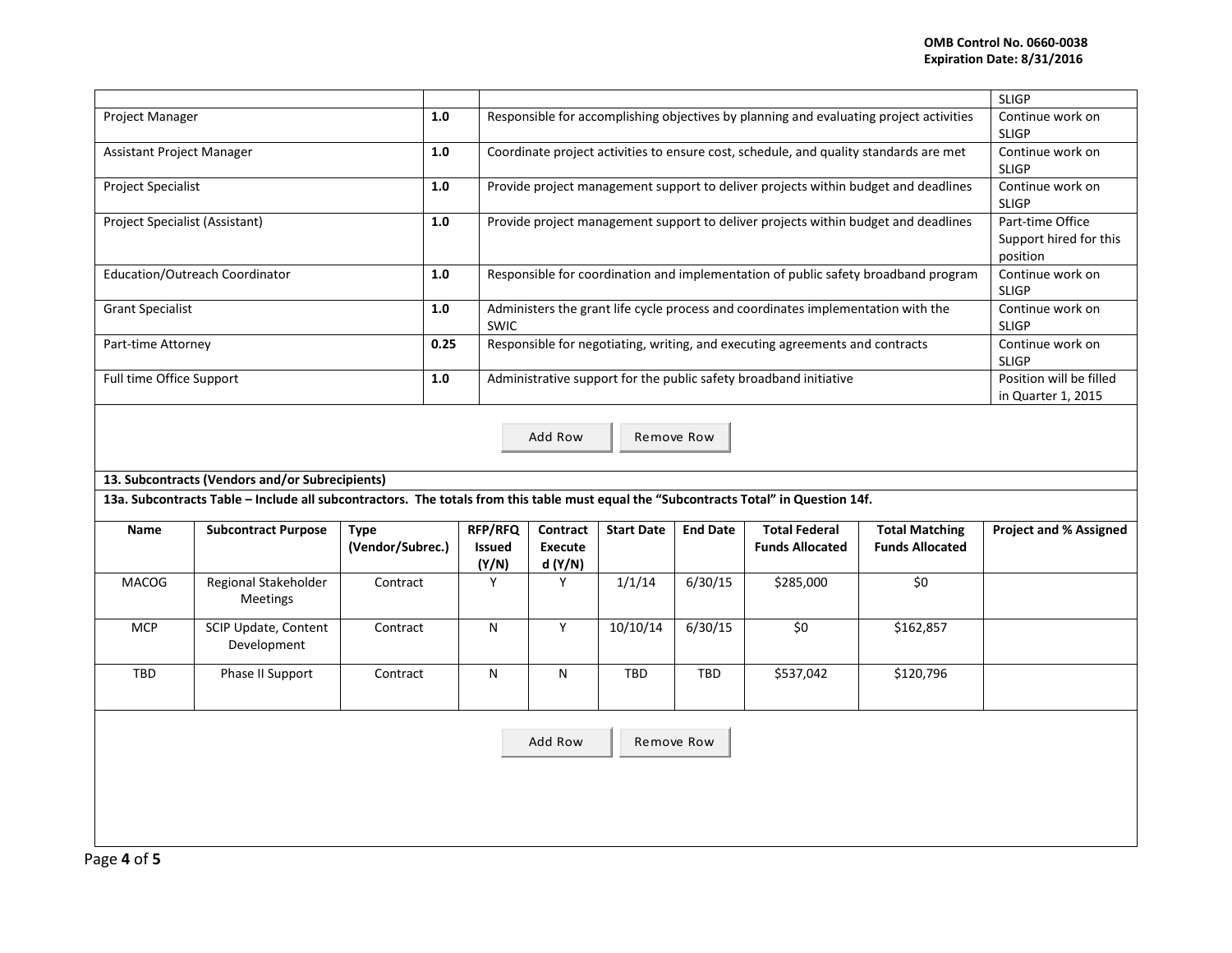| | | | SLIGP |
|---|---|---|---|
| Project Manager | **1.0** | Responsible for accomplishing objectives by planning and evaluating project activities | Continue work on SLIGP |
| Assistant Project Manager | **1.0** | Coordinate project activities to ensure cost, schedule, and quality standards are met | Continue work on SLIGP |
| Project Specialist | **1.0** | Provide project management support to deliver projects within budget and deadlines | Continue work on SLIGP |
| Project Specialist (Assistant) | **1.0** | Provide project management support to deliver projects within budget and deadlines | Part-time Office Support hired for this position |
| Education/Outreach Coordinator | **1.0** | Responsible for coordination and implementation of public safety broadband program | Continue work on SLIGP |
| Grant Specialist | **1.0** | Administers the grant life cycle process and coordinates implementation with the SWIC | Continue work on SLIGP |
| Part-time Attorney | **0.25** | Responsible for negotiating, writing, and executing agreements and contracts | Continue work on SLIGP |
| Full time Office Support | **1.0** | Administrative support for the public safety broadband initiative | Position will be filled in Quarter 1, 2015 |

Add Row Remove Row

**13. Subcontracts (Vendors and/or Subrecipients)**

**13a. Subcontracts Table – Include all subcontractors. The totals from this table must equal the "Subcontracts Total" in Question 14f.**

| Name | Subcontract Purpose | Type (Vendor/Subrec.) | RFP/RFQ Issued (Y/N) | Contract Executed (Y/N) | Start Date | End Date | Total Federal Funds Allocated | Total Matching Funds Allocated | Project and % Assigned |
|---|---|---|---|---|---|---|---|---|---|
| MACOG | Regional Stakeholder Meetings | Contract | Y | Y | 1/1/14 | 6/30/15 | $285,000 | $0 | |
| MCP | SCIP Update, Content Development | Contract | N | Y | 10/10/14 | 6/30/15 | $0 | $162,857 | |
| TBD | Phase II Support | Contract | N | N | TBD | TBD | $537,042 | $120,796 | |

Add Row Remove Row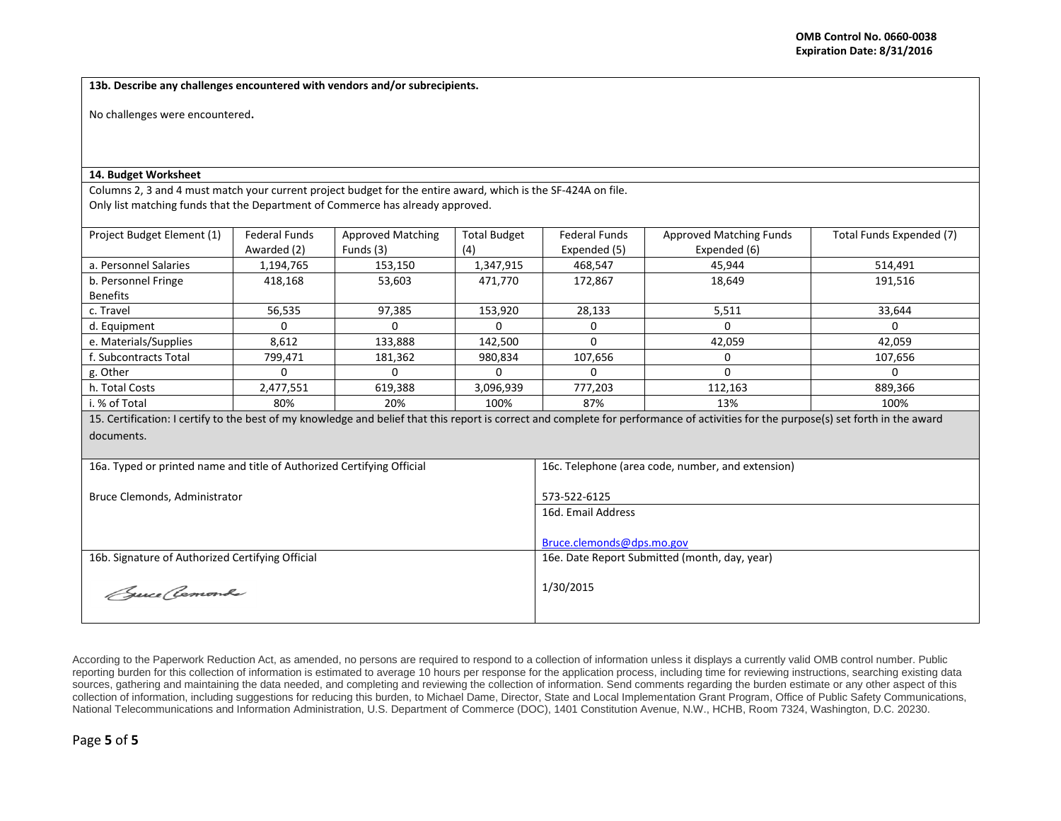OMB Control No. 0660-0038
Expiration Date: 8/31/2016

**13b. Describe any challenges encountered with vendors and/or subrecipients.**

No challenges were encountered**.**

**14. Budget Worksheet**

Columns 2, 3 and 4 must match your current project budget for the entire award, which is the SF-424A on file.
Only list matching funds that the Department of Commerce has already approved.

| Project Budget Element (1) | Federal Funds Awarded (2) | Approved Matching Funds (3) | Total Budget (4) | Federal Funds Expended (5) | Approved Matching Funds Expended (6) | Total Funds Expended (7) |
|---|---|---|---|---|---|---|
| a. Personnel Salaries | 1,194,765 | 153,150 | 1,347,915 | 468,547 | 45,944 | 514,491 |
| b. Personnel Fringe Benefits | 418,168 | 53,603 | 471,770 | 172,867 | 18,649 | 191,516 |
| c. Travel | 56,535 | 97,385 | 153,920 | 28,133 | 5,511 | 33,644 |
| d. Equipment | 0 | 0 | 0 | 0 | 0 | 0 |
| e. Materials/Supplies | 8,612 | 133,888 | 142,500 | 0 | 42,059 | 42,059 |
| f. Subcontracts Total | 799,471 | 181,362 | 980,834 | 107,656 | 0 | 107,656 |
| g. Other | 0 | 0 | 0 | 0 | 0 | 0 |
| h. Total Costs | 2,477,551 | 619,388 | 3,096,939 | 777,203 | 112,163 | 889,366 |
| i. % of Total | 80% | 20% | 100% | 87% | 13% | 100% |

15. Certification: I certify to the best of my knowledge and belief that this report is correct and complete for performance of activities for the purpose(s) set forth in the award documents.

| | |
|---|---|
| 16a. Typed or printed name and title of Authorized Certifying Official<br><br>Bruce Clemonds, Administrator | 16c. Telephone (area code, number, and extension)<br><br>573-522-6125 |
| | 16d. Email Address<br><br>Bruce.clemonds@dps.mo.gov |
| 16b. Signature of Authorized Certifying Official<br><br>Bruce Clemonds | 16e. Date Report Submitted (month, day, year)<br><br>1/30/2015 |

According to the Paperwork Reduction Act, as amended, no persons are required to respond to a collection of information unless it displays a currently valid OMB control number. Public reporting burden for this collection of information is estimated to average 10 hours per response for the application process, including time for reviewing instructions, searching existing data sources, gathering and maintaining the data needed, and completing and reviewing the collection of information. Send comments regarding the burden estimate or any other aspect of this collection of information, including suggestions for reducing this burden, to Michael Dame, Director, State and Local Implementation Grant Program, Office of Public Safety Communications, National Telecommunications and Information Administration, U.S. Department of Commerce (DOC), 1401 Constitution Avenue, N.W., HCHB, Room 7324, Washington, D.C. 20230.